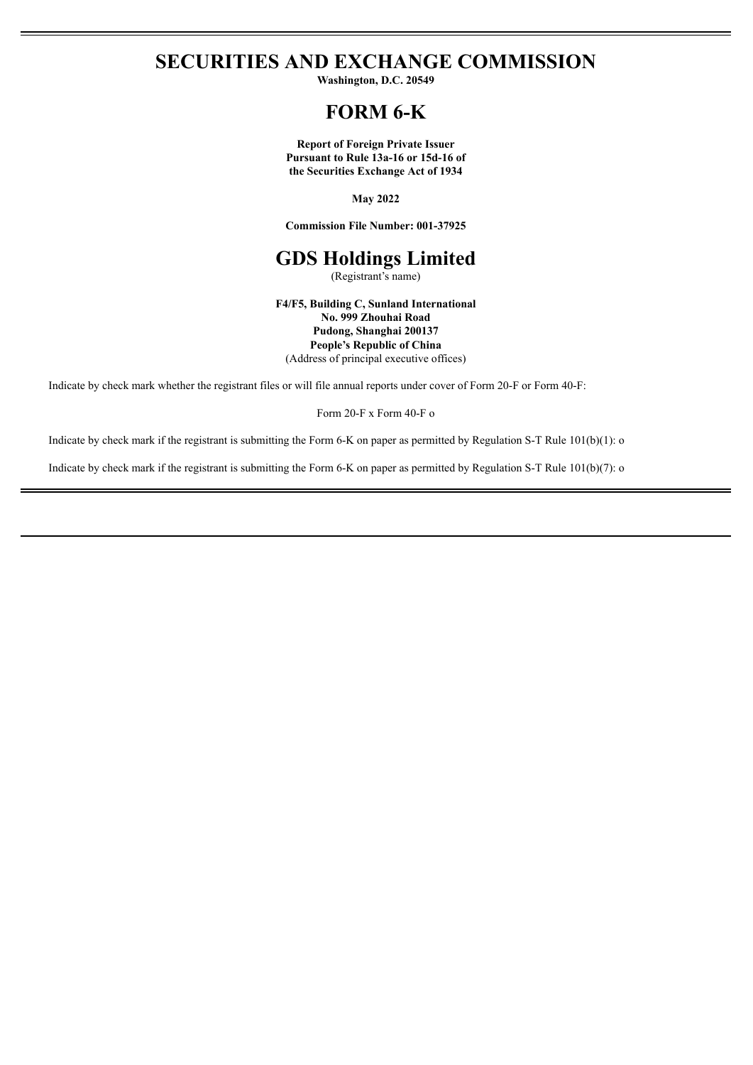# SECURITIES AND EXCHANGE COMMISSION

**Washington, D.C. 20549**

# FORM 6-K

**Report of Foreign Private Issuer**
**Pursuant to Rule 13a-16 or 15d-16 of**
**the Securities Exchange Act of 1934**

**May 2022**

**Commission File Number: 001-37925**

# GDS Holdings Limited

(Registrant's name)

**F4/F5, Building C, Sunland International**
**No. 999 Zhouhai Road**
**Pudong, Shanghai 200137**
**People's Republic of China**
(Address of principal executive offices)

Indicate by check mark whether the registrant files or will file annual reports under cover of Form 20-F or Form 40-F:

Form 20-F x Form 40-F o

Indicate by check mark if the registrant is submitting the Form 6-K on paper as permitted by Regulation S-T Rule 101(b)(1): o

Indicate by check mark if the registrant is submitting the Form 6-K on paper as permitted by Regulation S-T Rule 101(b)(7): o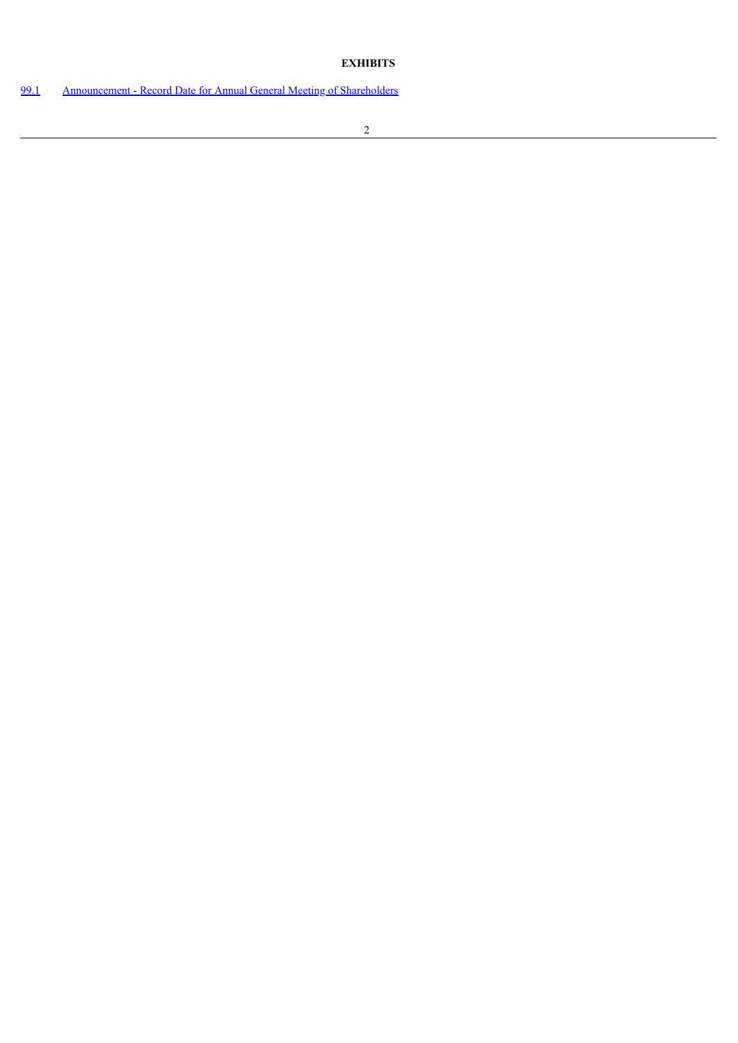**EXHIBITS**

| | |
|---|---|
| 99.1 | Announcement - Record Date for Annual General Meeting of Shareholders |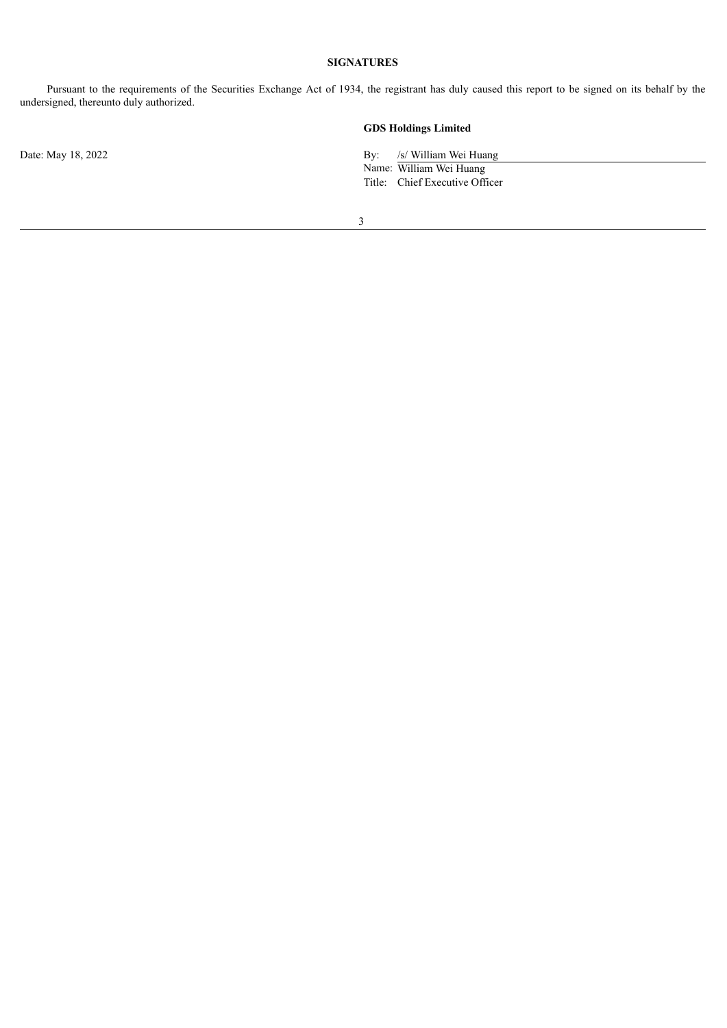## SIGNATURES

Pursuant to the requirements of the Securities Exchange Act of 1934, the registrant has duly caused this report to be signed on its behalf by the undersigned, thereunto duly authorized.

**GDS Holdings Limited**

Date: May 18, 2022

By: /s/ William Wei Huang
Name: William Wei Huang
Title: Chief Executive Officer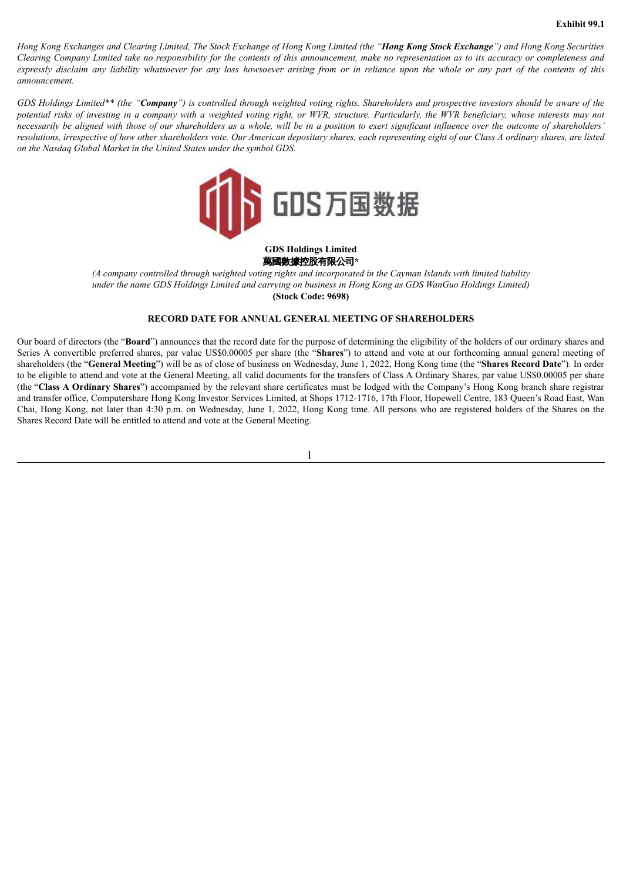**Exhibit 99.1**

*Hong Kong Exchanges and Clearing Limited, The Stock Exchange of Hong Kong Limited (the "**Hong Kong Stock Exchange**") and Hong Kong Securities Clearing Company Limited take no responsibility for the contents of this announcement, make no representation as to its accuracy or completeness and expressly disclaim any liability whatsoever for any loss howsoever arising from or in reliance upon the whole or any part of the contents of this announcement.*

*GDS Holdings Limited** (the "**Company**") is controlled through weighted voting rights. Shareholders and prospective investors should be aware of the potential risks of investing in a company with a weighted voting right, or WVR, structure. Particularly, the WVR beneficiary, whose interests may not necessarily be aligned with those of our shareholders as a whole, will be in a position to exert significant influence over the outcome of shareholders' resolutions, irrespective of how other shareholders vote. Our American depositary shares, each representing eight of our Class A ordinary shares, are listed on the Nasdaq Global Market in the United States under the symbol GDS.*

GDS万国数据

**GDS Holdings Limited**
**萬國數據控股有限公司***

*(A company controlled through weighted voting rights and incorporated in the Cayman Islands with limited liability under the name GDS Holdings Limited and carrying on business in Hong Kong as GDS WanGuo Holdings Limited)*
**(Stock Code: 9698)**

**RECORD DATE FOR ANNUAL GENERAL MEETING OF SHAREHOLDERS**

Our board of directors (the "**Board**") announces that the record date for the purpose of determining the eligibility of the holders of our ordinary shares and Series A convertible preferred shares, par value US$0.00005 per share (the "**Shares**") to attend and vote at our forthcoming annual general meeting of shareholders (the "**General Meeting**") will be as of close of business on Wednesday, June 1, 2022, Hong Kong time (the "**Shares Record Date**"). In order to be eligible to attend and vote at the General Meeting, all valid documents for the transfers of Class A Ordinary Shares, par value US$0.00005 per share (the "**Class A Ordinary Shares**") accompanied by the relevant share certificates must be lodged with the Company's Hong Kong branch share registrar and transfer office, Computershare Hong Kong Investor Services Limited, at Shops 1712-1716, 17th Floor, Hopewell Centre, 183 Queen's Road East, Wan Chai, Hong Kong, not later than 4:30 p.m. on Wednesday, June 1, 2022, Hong Kong time. All persons who are registered holders of the Shares on the Shares Record Date will be entitled to attend and vote at the General Meeting.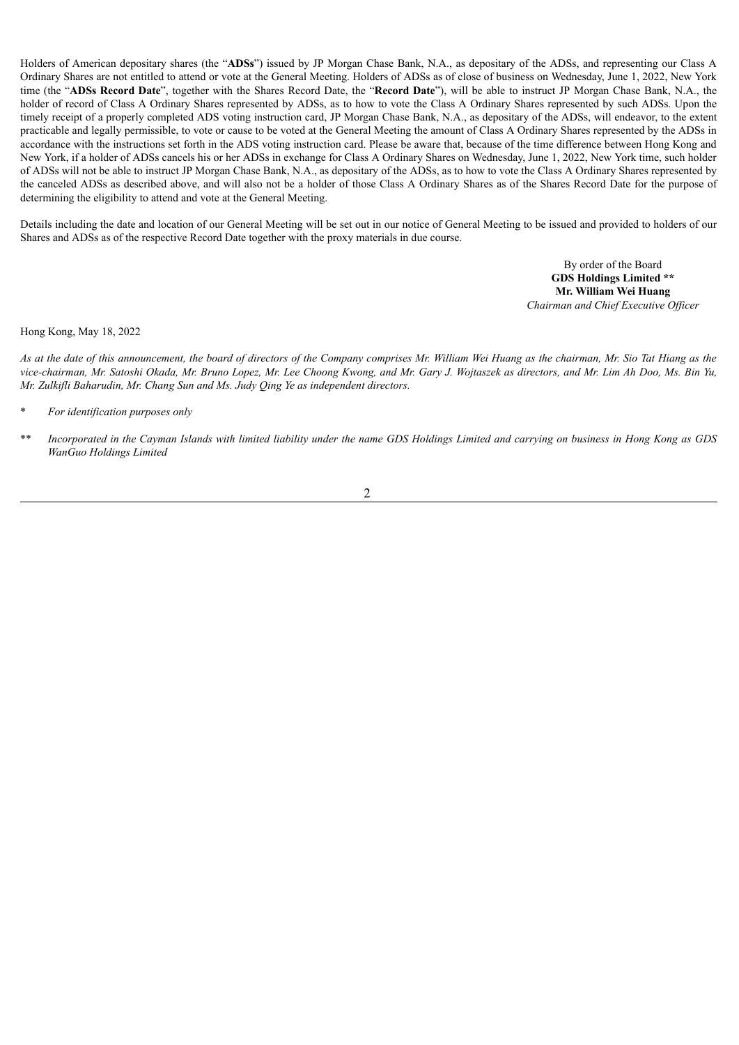Holders of American depositary shares (the "**ADSs**") issued by JP Morgan Chase Bank, N.A., as depositary of the ADSs, and representing our Class A Ordinary Shares are not entitled to attend or vote at the General Meeting. Holders of ADSs as of close of business on Wednesday, June 1, 2022, New York time (the "**ADSs Record Date**", together with the Shares Record Date, the "**Record Date**"), will be able to instruct JP Morgan Chase Bank, N.A., the holder of record of Class A Ordinary Shares represented by ADSs, as to how to vote the Class A Ordinary Shares represented by such ADSs. Upon the timely receipt of a properly completed ADS voting instruction card, JP Morgan Chase Bank, N.A., as depositary of the ADSs, will endeavor, to the extent practicable and legally permissible, to vote or cause to be voted at the General Meeting the amount of Class A Ordinary Shares represented by the ADSs in accordance with the instructions set forth in the ADS voting instruction card. Please be aware that, because of the time difference between Hong Kong and New York, if a holder of ADSs cancels his or her ADSs in exchange for Class A Ordinary Shares on Wednesday, June 1, 2022, New York time, such holder of ADSs will not be able to instruct JP Morgan Chase Bank, N.A., as depositary of the ADSs, as to how to vote the Class A Ordinary Shares represented by the canceled ADSs as described above, and will also not be a holder of those Class A Ordinary Shares as of the Shares Record Date for the purpose of determining the eligibility to attend and vote at the General Meeting.

Details including the date and location of our General Meeting will be set out in our notice of General Meeting to be issued and provided to holders of our Shares and ADSs as of the respective Record Date together with the proxy materials in due course.

By order of the Board
**GDS Holdings Limited \*\***
**Mr. William Wei Huang**
*Chairman and Chief Executive Officer*

Hong Kong, May 18, 2022

*As at the date of this announcement, the board of directors of the Company comprises Mr. William Wei Huang as the chairman, Mr. Sio Tat Hiang as the vice-chairman, Mr. Satoshi Okada, Mr. Bruno Lopez, Mr. Lee Choong Kwong, and Mr. Gary J. Wojtaszek as directors, and Mr. Lim Ah Doo, Ms. Bin Yu, Mr. Zulkifli Baharudin, Mr. Chang Sun and Ms. Judy Qing Ye as independent directors.*

\* *For identification purposes only*

\*\* *Incorporated in the Cayman Islands with limited liability under the name GDS Holdings Limited and carrying on business in Hong Kong as GDS WanGuo Holdings Limited*